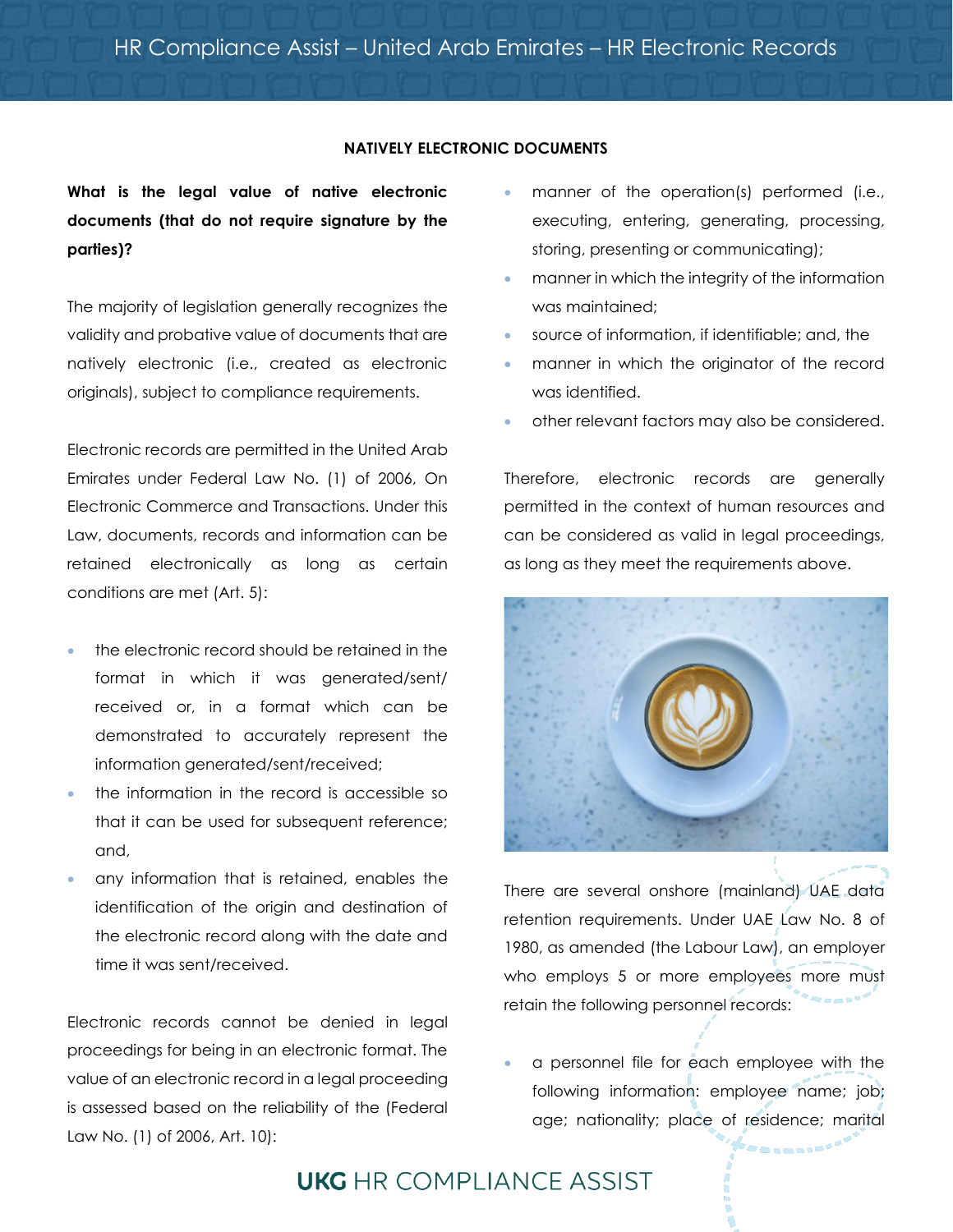## NATIVELY ELECTRONIC DOCUMENTS

**What is the legal value of native electronic documents (that do not require signature by the parties)?**

The majority of legislation generally recognizes the validity and probative value of documents that are natively electronic (i.e., created as electronic originals), subject to compliance requirements.

Electronic records are permitted in the United Arab Emirates under Federal Law No. (1) of 2006, On Electronic Commerce and Transactions. Under this Law, documents, records and information can be retained electronically as long as certain conditions are met (Art. 5):

- the electronic record should be retained in the format in which it was generated/sent/ received or, in a format which can be demonstrated to accurately represent the information generated/sent/received;
- the information in the record is accessible so that it can be used for subsequent reference; and,
- any information that is retained, enables the identification of the origin and destination of the electronic record along with the date and time it was sent/received.

Electronic records cannot be denied in legal proceedings for being in an electronic format. The value of an electronic record in a legal proceeding is assessed based on the reliability of the (Federal Law No. (1) of 2006, Art. 10):

- manner of the operation(s) performed (i.e., executing, entering, generating, processing, storing, presenting or communicating);
- manner in which the integrity of the information was maintained;
- source of information, if identifiable; and, the
- manner in which the originator of the record was identified.
- other relevant factors may also be considered.

Therefore, electronic records are generally permitted in the context of human resources and can be considered as valid in legal proceedings, as long as they meet the requirements above.

There are several onshore (mainland) UAE data retention requirements. Under UAE Law No. 8 of 1980, as amended (the Labour Law), an employer who employs 5 or more employees more must retain the following personnel records:

- a personnel file for each employee with the following information: employee name; job; age; nationality; place of residence; marital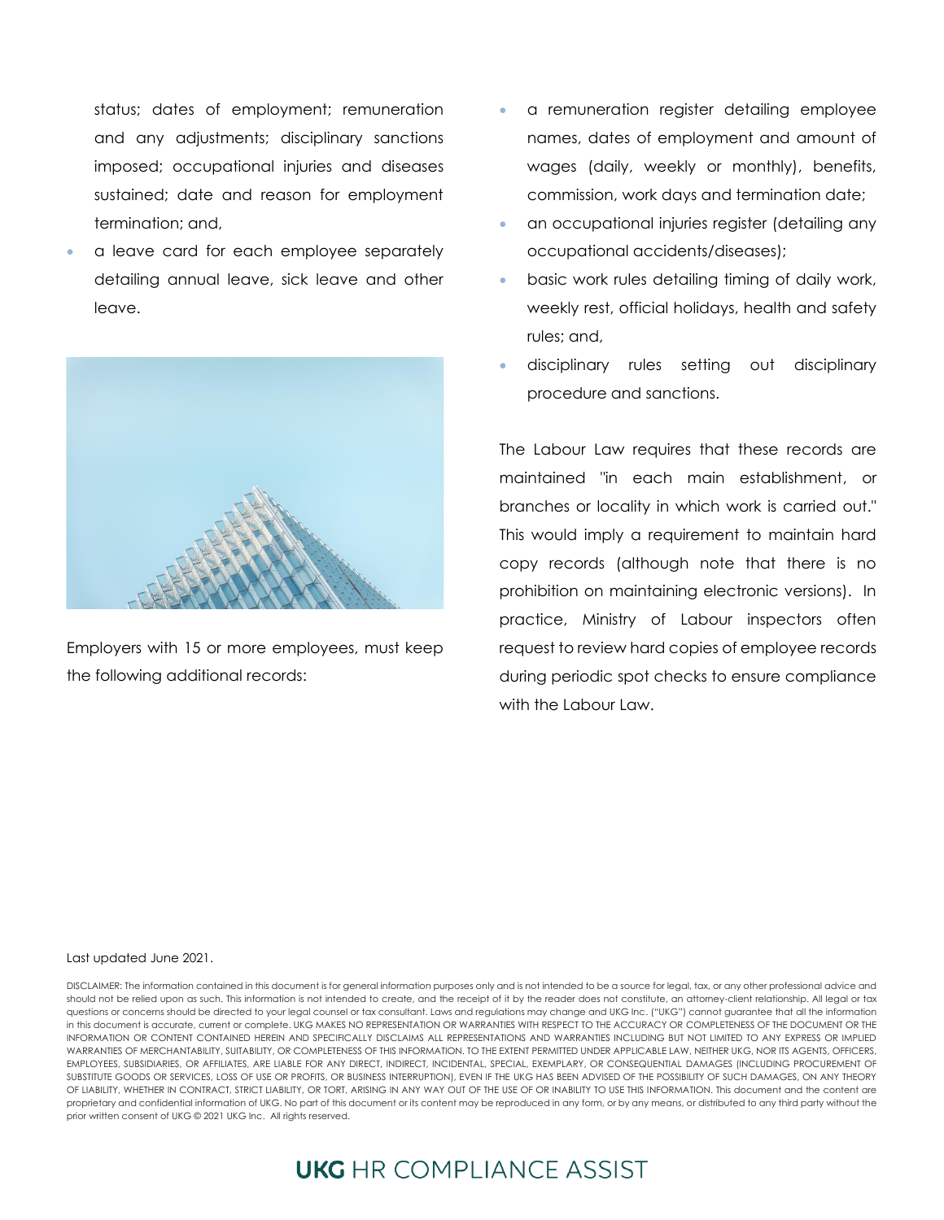status; dates of employment; remuneration and any adjustments; disciplinary sanctions imposed; occupational injuries and diseases sustained; date and reason for employment termination; and,

- a leave card for each employee separately detailing annual leave, sick leave and other leave.

Employers with 15 or more employees, must keep the following additional records:

- a remuneration register detailing employee names, dates of employment and amount of wages (daily, weekly or monthly), benefits, commission, work days and termination date;
- an occupational injuries register (detailing any occupational accidents/diseases);
- basic work rules detailing timing of daily work, weekly rest, official holidays, health and safety rules; and,
- disciplinary rules setting out disciplinary procedure and sanctions.

The Labour Law requires that these records are maintained "in each main establishment, or branches or locality in which work is carried out." This would imply a requirement to maintain hard copy records (although note that there is no prohibition on maintaining electronic versions). In practice, Ministry of Labour inspectors often request to review hard copies of employee records during periodic spot checks to ensure compliance with the Labour Law.

Last updated June 2021.

DISCLAIMER: The information contained in this document is for general information purposes only and is not intended to be a source for legal, tax, or any other professional advice and should not be relied upon as such. This information is not intended to create, and the receipt of it by the reader does not constitute, an attorney-client relationship. All legal or tax questions or concerns should be directed to your legal counsel or tax consultant. Laws and regulations may change and UKG Inc. ("UKG") cannot guarantee that all the information in this document is accurate, current or complete. UKG MAKES NO REPRESENTATION OR WARRANTIES WITH RESPECT TO THE ACCURACY OR COMPLETENESS OF THE DOCUMENT OR THE INFORMATION OR CONTENT CONTAINED HEREIN AND SPECIFICALLY DISCLAIMS ALL REPRESENTATIONS AND WARRANTIES INCLUDING BUT NOT LIMITED TO ANY EXPRESS OR IMPLIED WARRANTIES OF MERCHANTABILITY, SUITABILITY, OR COMPLETENESS OF THIS INFORMATION. TO THE EXTENT PERMITTED UNDER APPLICABLE LAW, NEITHER UKG, NOR ITS AGENTS, OFFICERS, EMPLOYEES, SUBSIDIARIES, OR AFFILIATES, ARE LIABLE FOR ANY DIRECT, INDIRECT, INCIDENTAL, SPECIAL, EXEMPLARY, OR CONSEQUENTIAL DAMAGES (INCLUDING PROCUREMENT OF SUBSTITUTE GOODS OR SERVICES, LOSS OF USE OR PROFITS, OR BUSINESS INTERRUPTION), EVEN IF THE UKG HAS BEEN ADVISED OF THE POSSIBILITY OF SUCH DAMAGES, ON ANY THEORY OF LIABILITY, WHETHER IN CONTRACT, STRICT LIABILITY, OR TORT, ARISING IN ANY WAY OUT OF THE USE OF OR INABILITY TO USE THIS INFORMATION. This document and the content are proprietary and confidential information of UKG. No part of this document or its content may be reproduced in any form, or by any means, or distributed to any third party without the prior written consent of UKG © 2021 UKG Inc. All rights reserved.

**UKG** HR COMPLIANCE ASSIST